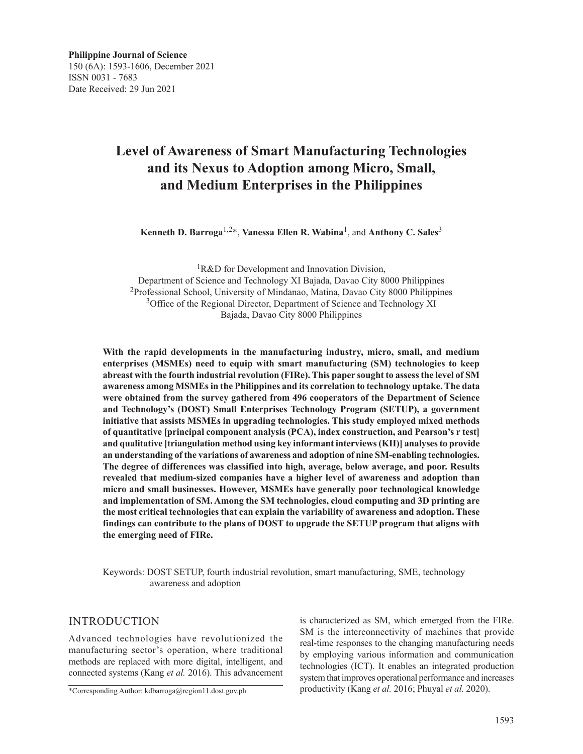**Philippine Journal of Science**
150 (6A): 1593-1606, December 2021
ISSN 0031 - 7683
Date Received: 29 Jun 2021

# Level of Awareness of Smart Manufacturing Technologies and its Nexus to Adoption among Micro, Small, and Medium Enterprises in the Philippines

**Kenneth D. Barroga**[1,2]*, **Vanessa Ellen R. Wabina**[1], and **Anthony C. Sales**[3]

[1]R&D for Development and Innovation Division,
Department of Science and Technology XI Bajada, Davao City 8000 Philippines
[2]Professional School, University of Mindanao, Matina, Davao City 8000 Philippines
[3]Office of the Regional Director, Department of Science and Technology XI
Bajada, Davao City 8000 Philippines

**With the rapid developments in the manufacturing industry, micro, small, and medium enterprises (MSMEs) need to equip with smart manufacturing (SM) technologies to keep abreast with the fourth industrial revolution (FIRe). This paper sought to assess the level of SM awareness among MSMEs in the Philippines and its correlation to technology uptake. The data were obtained from the survey gathered from 496 cooperators of the Department of Science and Technology's (DOST) Small Enterprises Technology Program (SETUP), a government initiative that assists MSMEs in upgrading technologies. This study employed mixed methods of quantitative [principal component analysis (PCA), index construction, and Pearson's r test] and qualitative [triangulation method using key informant interviews (KII)] analyses to provide an understanding of the variations of awareness and adoption of nine SM-enabling technologies. The degree of differences was classified into high, average, below average, and poor. Results revealed that medium-sized companies have a higher level of awareness and adoption than micro and small businesses. However, MSMEs have generally poor technological knowledge and implementation of SM. Among the SM technologies, cloud computing and 3D printing are the most critical technologies that can explain the variability of awareness and adoption. These findings can contribute to the plans of DOST to upgrade the SETUP program that aligns with the emerging need of FIRe.**

Keywords: DOST SETUP, fourth industrial revolution, smart manufacturing, SME, technology awareness and adoption

## INTRODUCTION

Advanced technologies have revolutionized the manufacturing sector's operation, where traditional methods are replaced with more digital, intelligent, and connected systems (Kang *et al.* 2016). This advancement is characterized as SM, which emerged from the FIRe. SM is the interconnectivity of machines that provide real-time responses to the changing manufacturing needs by employing various information and communication technologies (ICT). It enables an integrated production system that improves operational performance and increases productivity (Kang *et al.* 2016; Phuyal *et al.* 2020).

*Corresponding Author: kdbarroga@region11.dost.gov.ph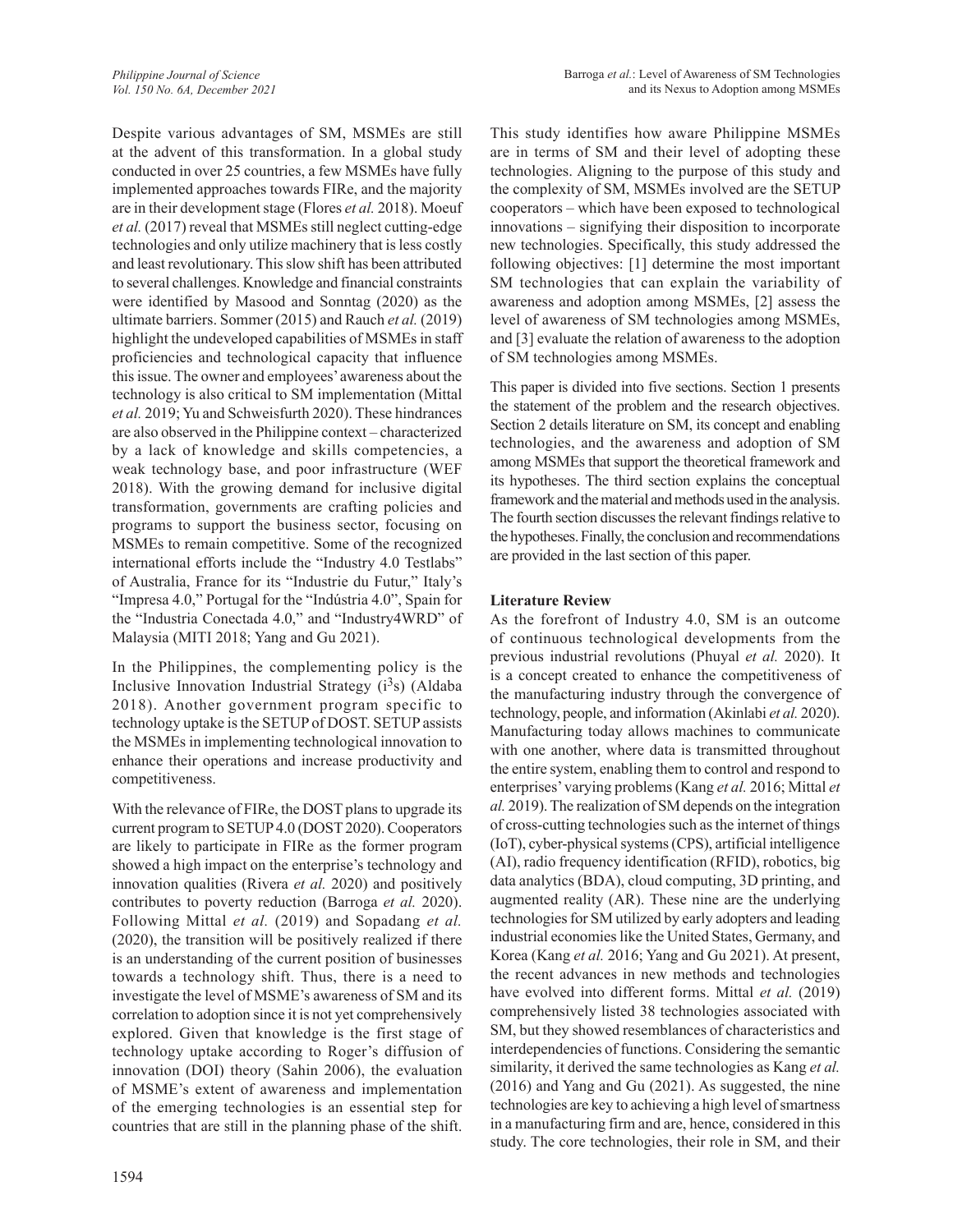Despite various advantages of SM, MSMEs are still at the advent of this transformation. In a global study conducted in over 25 countries, a few MSMEs have fully implemented approaches towards FIRe, and the majority are in their development stage (Flores *et al.* 2018). Moeuf *et al.* (2017) reveal that MSMEs still neglect cutting-edge technologies and only utilize machinery that is less costly and least revolutionary. This slow shift has been attributed to several challenges. Knowledge and financial constraints were identified by Masood and Sonntag (2020) as the ultimate barriers. Sommer (2015) and Rauch *et al.* (2019) highlight the undeveloped capabilities of MSMEs in staff proficiencies and technological capacity that influence this issue. The owner and employees' awareness about the technology is also critical to SM implementation (Mittal *et al.* 2019; Yu and Schweisfurth 2020). These hindrances are also observed in the Philippine context – characterized by a lack of knowledge and skills competencies, a weak technology base, and poor infrastructure (WEF 2018). With the growing demand for inclusive digital transformation, governments are crafting policies and programs to support the business sector, focusing on MSMEs to remain competitive. Some of the recognized international efforts include the "Industry 4.0 Testlabs" of Australia, France for its "Industrie du Futur," Italy's "Impresa 4.0," Portugal for the "Indústria 4.0", Spain for the "Industria Conectada 4.0," and "Industry4WRD" of Malaysia (MITI 2018; Yang and Gu 2021).

In the Philippines, the complementing policy is the Inclusive Innovation Industrial Strategy (i$^3$s) (Aldaba 2018). Another government program specific to technology uptake is the SETUP of DOST. SETUP assists the MSMEs in implementing technological innovation to enhance their operations and increase productivity and competitiveness.

With the relevance of FIRe, the DOST plans to upgrade its current program to SETUP 4.0 (DOST 2020). Cooperators are likely to participate in FIRe as the former program showed a high impact on the enterprise's technology and innovation qualities (Rivera *et al.* 2020) and positively contributes to poverty reduction (Barroga *et al.* 2020). Following Mittal *et al.* (2019) and Sopadang *et al.* (2020), the transition will be positively realized if there is an understanding of the current position of businesses towards a technology shift. Thus, there is a need to investigate the level of MSME's awareness of SM and its correlation to adoption since it is not yet comprehensively explored. Given that knowledge is the first stage of technology uptake according to Roger's diffusion of innovation (DOI) theory (Sahin 2006), the evaluation of MSME's extent of awareness and implementation of the emerging technologies is an essential step for countries that are still in the planning phase of the shift.

This study identifies how aware Philippine MSMEs are in terms of SM and their level of adopting these technologies. Aligning to the purpose of this study and the complexity of SM, MSMEs involved are the SETUP cooperators – which have been exposed to technological innovations – signifying their disposition to incorporate new technologies. Specifically, this study addressed the following objectives: [1] determine the most important SM technologies that can explain the variability of awareness and adoption among MSMEs, [2] assess the level of awareness of SM technologies among MSMEs, and [3] evaluate the relation of awareness to the adoption of SM technologies among MSMEs.

This paper is divided into five sections. Section 1 presents the statement of the problem and the research objectives. Section 2 details literature on SM, its concept and enabling technologies, and the awareness and adoption of SM among MSMEs that support the theoretical framework and its hypotheses. The third section explains the conceptual framework and the material and methods used in the analysis. The fourth section discusses the relevant findings relative to the hypotheses. Finally, the conclusion and recommendations are provided in the last section of this paper.

### Literature Review

As the forefront of Industry 4.0, SM is an outcome of continuous technological developments from the previous industrial revolutions (Phuyal *et al.* 2020). It is a concept created to enhance the competitiveness of the manufacturing industry through the convergence of technology, people, and information (Akinlabi *et al.* 2020). Manufacturing today allows machines to communicate with one another, where data is transmitted throughout the entire system, enabling them to control and respond to enterprises' varying problems (Kang *et al.* 2016; Mittal *et al.* 2019). The realization of SM depends on the integration of cross-cutting technologies such as the internet of things (IoT), cyber-physical systems (CPS), artificial intelligence (AI), radio frequency identification (RFID), robotics, big data analytics (BDA), cloud computing, 3D printing, and augmented reality (AR). These nine are the underlying technologies for SM utilized by early adopters and leading industrial economies like the United States, Germany, and Korea (Kang *et al.* 2016; Yang and Gu 2021). At present, the recent advances in new methods and technologies have evolved into different forms. Mittal *et al.* (2019) comprehensively listed 38 technologies associated with SM, but they showed resemblances of characteristics and interdependencies of functions. Considering the semantic similarity, it derived the same technologies as Kang *et al.* (2016) and Yang and Gu (2021). As suggested, the nine technologies are key to achieving a high level of smartness in a manufacturing firm and are, hence, considered in this study. The core technologies, their role in SM, and their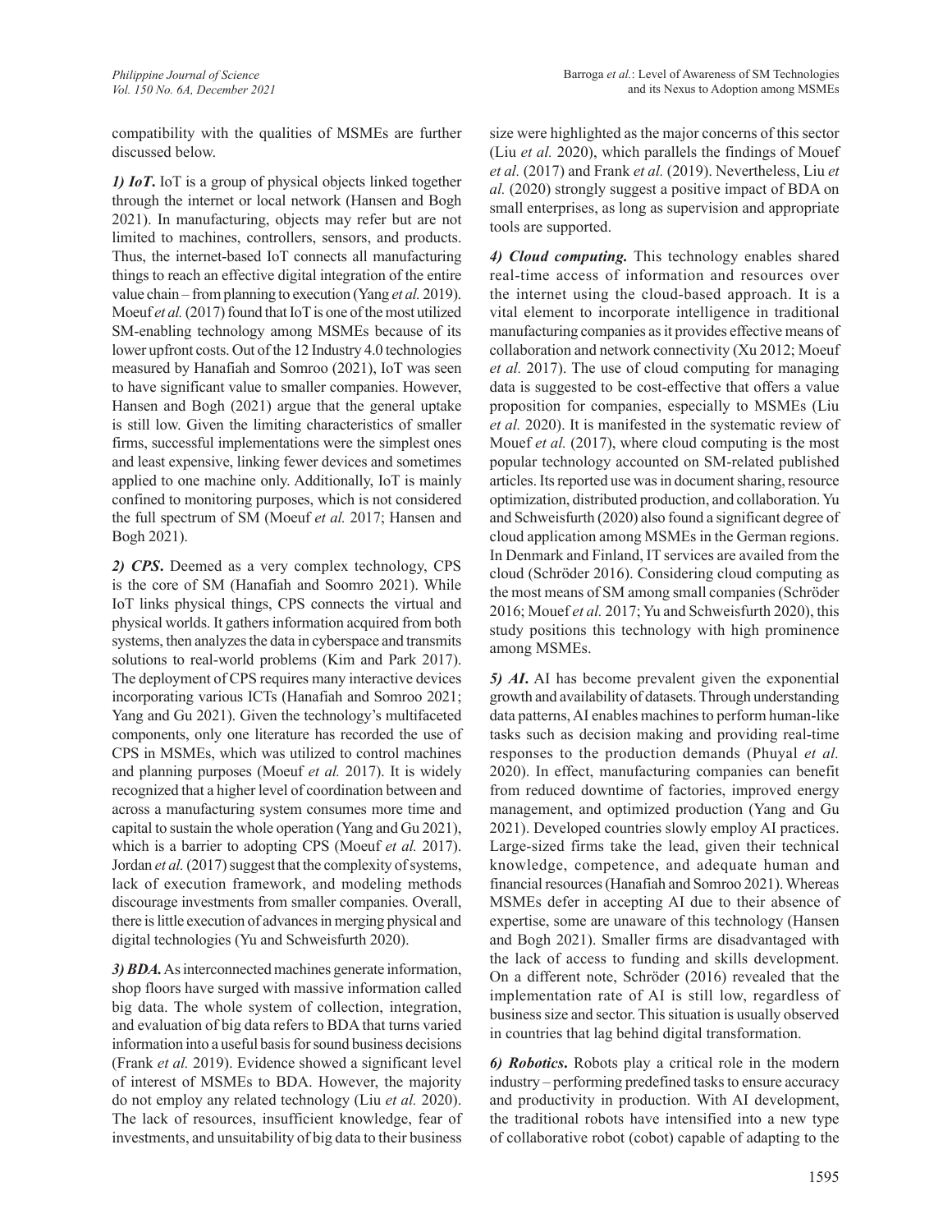compatibility with the qualities of MSMEs are further discussed below.

***1) IoT*.** IoT is a group of physical objects linked together through the internet or local network (Hansen and Bogh 2021). In manufacturing, objects may refer but are not limited to machines, controllers, sensors, and products. Thus, the internet-based IoT connects all manufacturing things to reach an effective digital integration of the entire value chain – from planning to execution (Yang *et al.* 2019). Moeuf *et al.* (2017) found that IoT is one of the most utilized SM-enabling technology among MSMEs because of its lower upfront costs. Out of the 12 Industry 4.0 technologies measured by Hanafiah and Somroo (2021), IoT was seen to have significant value to smaller companies. However, Hansen and Bogh (2021) argue that the general uptake is still low. Given the limiting characteristics of smaller firms, successful implementations were the simplest ones and least expensive, linking fewer devices and sometimes applied to one machine only. Additionally, IoT is mainly confined to monitoring purposes, which is not considered the full spectrum of SM (Moeuf *et al.* 2017; Hansen and Bogh 2021).

***2) CPS*.** Deemed as a very complex technology, CPS is the core of SM (Hanafiah and Soomro 2021). While IoT links physical things, CPS connects the virtual and physical worlds. It gathers information acquired from both systems, then analyzes the data in cyberspace and transmits solutions to real-world problems (Kim and Park 2017). The deployment of CPS requires many interactive devices incorporating various ICTs (Hanafiah and Somroo 2021; Yang and Gu 2021). Given the technology's multifaceted components, only one literature has recorded the use of CPS in MSMEs, which was utilized to control machines and planning purposes (Moeuf *et al.* 2017). It is widely recognized that a higher level of coordination between and across a manufacturing system consumes more time and capital to sustain the whole operation (Yang and Gu 2021), which is a barrier to adopting CPS (Moeuf *et al.* 2017). Jordan *et al.* (2017) suggest that the complexity of systems, lack of execution framework, and modeling methods discourage investments from smaller companies. Overall, there is little execution of advances in merging physical and digital technologies (Yu and Schweisfurth 2020).

***3) BDA*.** As interconnected machines generate information, shop floors have surged with massive information called big data. The whole system of collection, integration, and evaluation of big data refers to BDA that turns varied information into a useful basis for sound business decisions (Frank *et al.* 2019). Evidence showed a significant level of interest of MSMEs to BDA. However, the majority do not employ any related technology (Liu *et al.* 2020). The lack of resources, insufficient knowledge, fear of investments, and unsuitability of big data to their business size were highlighted as the major concerns of this sector (Liu *et al.* 2020), which parallels the findings of Mouef *et al.* (2017) and Frank *et al.* (2019). Nevertheless, Liu *et al.* (2020) strongly suggest a positive impact of BDA on small enterprises, as long as supervision and appropriate tools are supported.

***4) Cloud computing*.** This technology enables shared real-time access of information and resources over the internet using the cloud-based approach. It is a vital element to incorporate intelligence in traditional manufacturing companies as it provides effective means of collaboration and network connectivity (Xu 2012; Moeuf *et al.* 2017). The use of cloud computing for managing data is suggested to be cost-effective that offers a value proposition for companies, especially to MSMEs (Liu *et al.* 2020). It is manifested in the systematic review of Mouef *et al.* (2017), where cloud computing is the most popular technology accounted on SM-related published articles. Its reported use was in document sharing, resource optimization, distributed production, and collaboration. Yu and Schweisfurth (2020) also found a significant degree of cloud application among MSMEs in the German regions. In Denmark and Finland, IT services are availed from the cloud (Schröder 2016). Considering cloud computing as the most means of SM among small companies (Schröder 2016; Mouef *et al.* 2017; Yu and Schweisfurth 2020), this study positions this technology with high prominence among MSMEs.

***5) AI*.** AI has become prevalent given the exponential growth and availability of datasets. Through understanding data patterns, AI enables machines to perform human-like tasks such as decision making and providing real-time responses to the production demands (Phuyal *et al.* 2020). In effect, manufacturing companies can benefit from reduced downtime of factories, improved energy management, and optimized production (Yang and Gu 2021). Developed countries slowly employ AI practices. Large-sized firms take the lead, given their technical knowledge, competence, and adequate human and financial resources (Hanafiah and Somroo 2021). Whereas MSMEs defer in accepting AI due to their absence of expertise, some are unaware of this technology (Hansen and Bogh 2021). Smaller firms are disadvantaged with the lack of access to funding and skills development. On a different note, Schröder (2016) revealed that the implementation rate of AI is still low, regardless of business size and sector. This situation is usually observed in countries that lag behind digital transformation.

***6) Robotics*.** Robots play a critical role in the modern industry – performing predefined tasks to ensure accuracy and productivity in production. With AI development, the traditional robots have intensified into a new type of collaborative robot (cobot) capable of adapting to the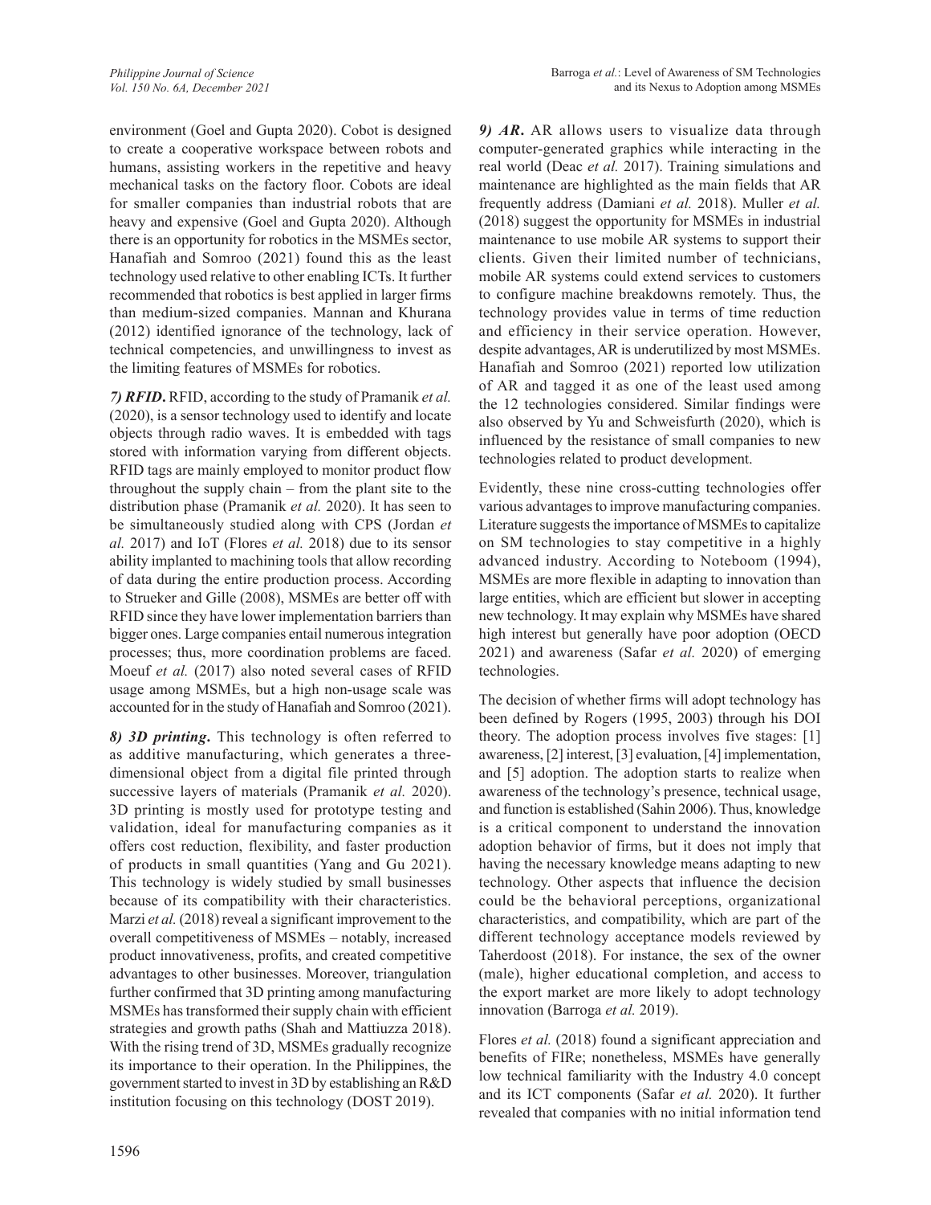environment (Goel and Gupta 2020). Cobot is designed to create a cooperative workspace between robots and humans, assisting workers in the repetitive and heavy mechanical tasks on the factory floor. Cobots are ideal for smaller companies than industrial robots that are heavy and expensive (Goel and Gupta 2020). Although there is an opportunity for robotics in the MSMEs sector, Hanafiah and Somroo (2021) found this as the least technology used relative to other enabling ICTs. It further recommended that robotics is best applied in larger firms than medium-sized companies. Mannan and Khurana (2012) identified ignorance of the technology, lack of technical competencies, and unwillingness to invest as the limiting features of MSMEs for robotics.

***7) RFID*.** RFID, according to the study of Pramanik *et al.* (2020), is a sensor technology used to identify and locate objects through radio waves. It is embedded with tags stored with information varying from different objects. RFID tags are mainly employed to monitor product flow throughout the supply chain – from the plant site to the distribution phase (Pramanik *et al.* 2020). It has seen to be simultaneously studied along with CPS (Jordan *et al.* 2017) and IoT (Flores *et al.* 2018) due to its sensor ability implanted to machining tools that allow recording of data during the entire production process. According to Strueker and Gille (2008), MSMEs are better off with RFID since they have lower implementation barriers than bigger ones. Large companies entail numerous integration processes; thus, more coordination problems are faced. Moeuf *et al.* (2017) also noted several cases of RFID usage among MSMEs, but a high non-usage scale was accounted for in the study of Hanafiah and Somroo (2021).

***8) 3D printing*.** This technology is often referred to as additive manufacturing, which generates a three-dimensional object from a digital file printed through successive layers of materials (Pramanik *et al.* 2020). 3D printing is mostly used for prototype testing and validation, ideal for manufacturing companies as it offers cost reduction, flexibility, and faster production of products in small quantities (Yang and Gu 2021). This technology is widely studied by small businesses because of its compatibility with their characteristics. Marzi *et al.* (2018) reveal a significant improvement to the overall competitiveness of MSMEs – notably, increased product innovativeness, profits, and created competitive advantages to other businesses. Moreover, triangulation further confirmed that 3D printing among manufacturing MSMEs has transformed their supply chain with efficient strategies and growth paths (Shah and Mattiuzza 2018). With the rising trend of 3D, MSMEs gradually recognize its importance to their operation. In the Philippines, the government started to invest in 3D by establishing an R&D institution focusing on this technology (DOST 2019).

***9) AR*.** AR allows users to visualize data through computer-generated graphics while interacting in the real world (Deac *et al.* 2017). Training simulations and maintenance are highlighted as the main fields that AR frequently address (Damiani *et al.* 2018). Muller *et al.* (2018) suggest the opportunity for MSMEs in industrial maintenance to use mobile AR systems to support their clients. Given their limited number of technicians, mobile AR systems could extend services to customers to configure machine breakdowns remotely. Thus, the technology provides value in terms of time reduction and efficiency in their service operation. However, despite advantages, AR is underutilized by most MSMEs. Hanafiah and Somroo (2021) reported low utilization of AR and tagged it as one of the least used among the 12 technologies considered. Similar findings were also observed by Yu and Schweisfurth (2020), which is influenced by the resistance of small companies to new technologies related to product development.

Evidently, these nine cross-cutting technologies offer various advantages to improve manufacturing companies. Literature suggests the importance of MSMEs to capitalize on SM technologies to stay competitive in a highly advanced industry. According to Noteboom (1994), MSMEs are more flexible in adapting to innovation than large entities, which are efficient but slower in accepting new technology. It may explain why MSMEs have shared high interest but generally have poor adoption (OECD 2021) and awareness (Safar *et al.* 2020) of emerging technologies.

The decision of whether firms will adopt technology has been defined by Rogers (1995, 2003) through his DOI theory. The adoption process involves five stages: [1] awareness, [2] interest, [3] evaluation, [4] implementation, and [5] adoption. The adoption starts to realize when awareness of the technology's presence, technical usage, and function is established (Sahin 2006). Thus, knowledge is a critical component to understand the innovation adoption behavior of firms, but it does not imply that having the necessary knowledge means adapting to new technology. Other aspects that influence the decision could be the behavioral perceptions, organizational characteristics, and compatibility, which are part of the different technology acceptance models reviewed by Taherdoost (2018). For instance, the sex of the owner (male), higher educational completion, and access to the export market are more likely to adopt technology innovation (Barroga *et al.* 2019).

Flores *et al.* (2018) found a significant appreciation and benefits of FIRe; nonetheless, MSMEs have generally low technical familiarity with the Industry 4.0 concept and its ICT components (Safar *et al.* 2020). It further revealed that companies with no initial information tend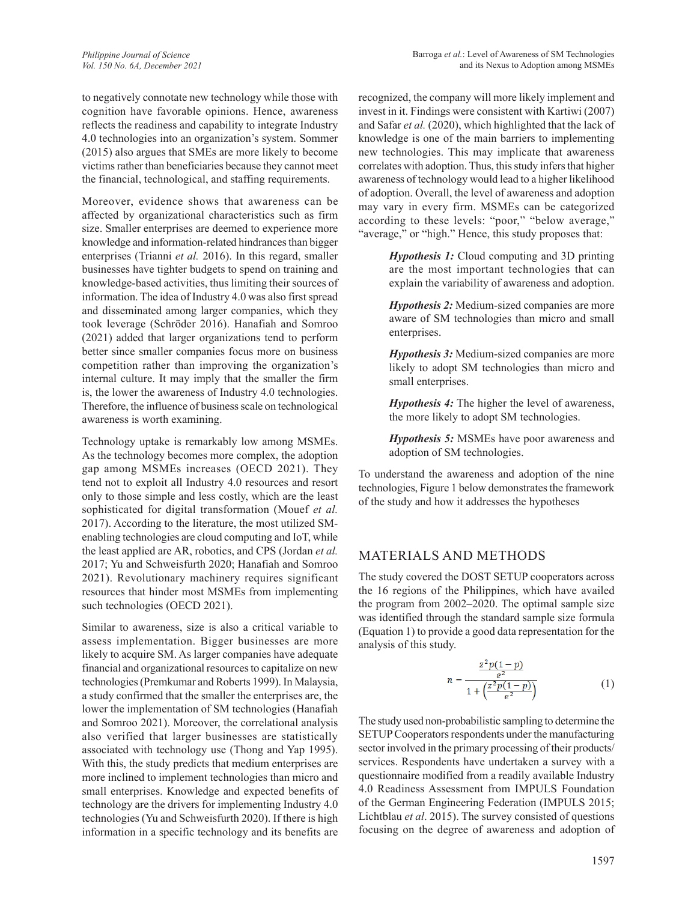to negatively connotate new technology while those with cognition have favorable opinions. Hence, awareness reflects the readiness and capability to integrate Industry 4.0 technologies into an organization's system. Sommer (2015) also argues that SMEs are more likely to become victims rather than beneficiaries because they cannot meet the financial, technological, and staffing requirements.

Moreover, evidence shows that awareness can be affected by organizational characteristics such as firm size. Smaller enterprises are deemed to experience more knowledge and information-related hindrances than bigger enterprises (Trianni *et al.* 2016). In this regard, smaller businesses have tighter budgets to spend on training and knowledge-based activities, thus limiting their sources of information. The idea of Industry 4.0 was also first spread and disseminated among larger companies, which they took leverage (Schröder 2016). Hanafiah and Somroo (2021) added that larger organizations tend to perform better since smaller companies focus more on business competition rather than improving the organization's internal culture. It may imply that the smaller the firm is, the lower the awareness of Industry 4.0 technologies. Therefore, the influence of business scale on technological awareness is worth examining.

Technology uptake is remarkably low among MSMEs. As the technology becomes more complex, the adoption gap among MSMEs increases (OECD 2021). They tend not to exploit all Industry 4.0 resources and resort only to those simple and less costly, which are the least sophisticated for digital transformation (Mouef *et al.* 2017). According to the literature, the most utilized SM-enabling technologies are cloud computing and IoT, while the least applied are AR, robotics, and CPS (Jordan *et al.* 2017; Yu and Schweisfurth 2020; Hanafiah and Somroo 2021). Revolutionary machinery requires significant resources that hinder most MSMEs from implementing such technologies (OECD 2021).

Similar to awareness, size is also a critical variable to assess implementation. Bigger businesses are more likely to acquire SM. As larger companies have adequate financial and organizational resources to capitalize on new technologies (Premkumar and Roberts 1999). In Malaysia, a study confirmed that the smaller the enterprises are, the lower the implementation of SM technologies (Hanafiah and Somroo 2021). Moreover, the correlational analysis also verified that larger businesses are statistically associated with technology use (Thong and Yap 1995). With this, the study predicts that medium enterprises are more inclined to implement technologies than micro and small enterprises. Knowledge and expected benefits of technology are the drivers for implementing Industry 4.0 technologies (Yu and Schweisfurth 2020). If there is high information in a specific technology and its benefits are recognized, the company will more likely implement and invest in it. Findings were consistent with Kartiwi (2007) and Safar *et al.* (2020), which highlighted that the lack of knowledge is one of the main barriers to implementing new technologies. This may implicate that awareness correlates with adoption. Thus, this study infers that higher awareness of technology would lead to a higher likelihood of adoption. Overall, the level of awareness and adoption may vary in every firm. MSMEs can be categorized according to these levels: "poor," "below average," "average," or "high." Hence, this study proposes that:

> ***Hypothesis 1:*** Cloud computing and 3D printing are the most important technologies that can explain the variability of awareness and adoption.
>
> ***Hypothesis 2:*** Medium-sized companies are more aware of SM technologies than micro and small enterprises.
>
> ***Hypothesis 3:*** Medium-sized companies are more likely to adopt SM technologies than micro and small enterprises.
>
> ***Hypothesis 4:*** The higher the level of awareness, the more likely to adopt SM technologies.
>
> ***Hypothesis 5:*** MSMEs have poor awareness and adoption of SM technologies.

To understand the awareness and adoption of the nine technologies, Figure 1 below demonstrates the framework of the study and how it addresses the hypotheses

## MATERIALS AND METHODS

The study covered the DOST SETUP cooperators across the 16 regions of the Philippines, which have availed the program from 2002–2020. The optimal sample size was identified through the standard sample size formula (Equation 1) to provide a good data representation for the analysis of this study.

$$n = \frac{\frac{z^2 p(1-p)}{e^2}}{1 + \left(\frac{z^2 p(1-p)}{e^2}\right)} \tag{1}$$

The study used non-probabilistic sampling to determine the SETUP Cooperators respondents under the manufacturing sector involved in the primary processing of their products/services. Respondents have undertaken a survey with a questionnaire modified from a readily available Industry 4.0 Readiness Assessment from IMPULS Foundation of the German Engineering Federation (IMPULS 2015; Lichtblau *et al*. 2015). The survey consisted of questions focusing on the degree of awareness and adoption of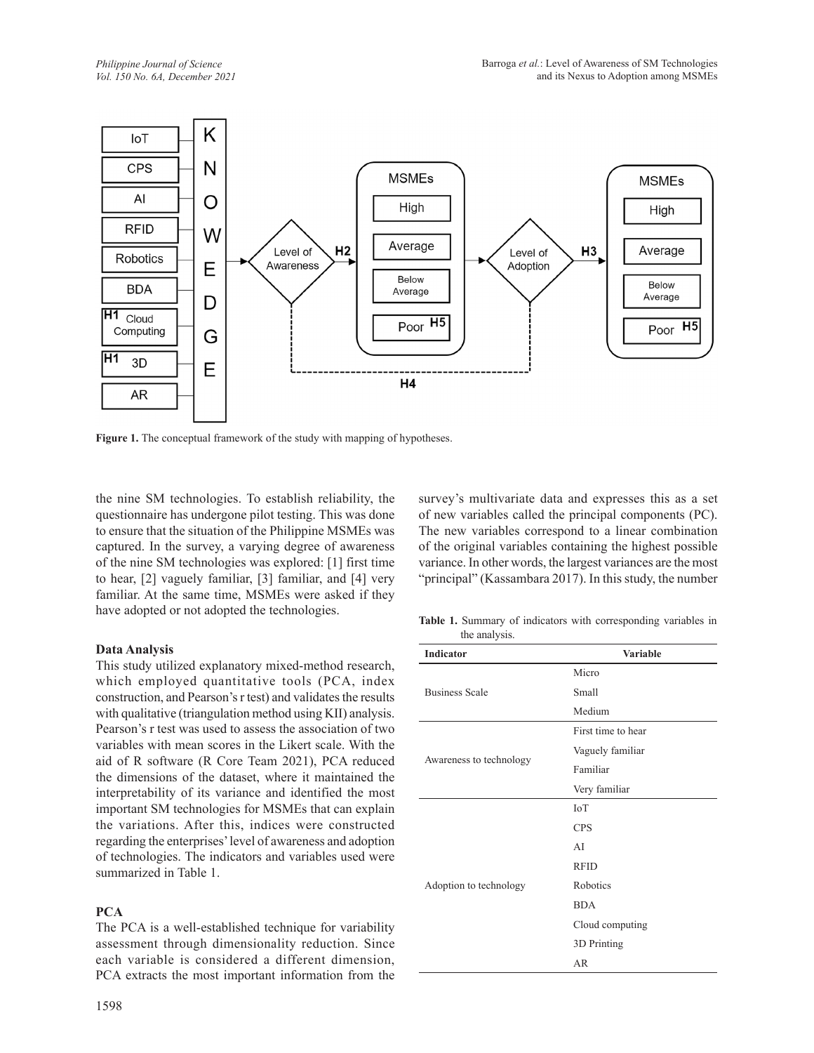Figure 1. The conceptual framework of the study with mapping of hypotheses.

the nine SM technologies. To establish reliability, the questionnaire has undergone pilot testing. This was done to ensure that the situation of the Philippine MSMEs was captured. In the survey, a varying degree of awareness of the nine SM technologies was explored: [1] first time to hear, [2] vaguely familiar, [3] familiar, and [4] very familiar. At the same time, MSMEs were asked if they have adopted or not adopted the technologies.

**Data Analysis**

This study utilized explanatory mixed-method research, which employed quantitative tools (PCA, index construction, and Pearson's r test) and validates the results with qualitative (triangulation method using KII) analysis. Pearson's r test was used to assess the association of two variables with mean scores in the Likert scale. With the aid of R software (R Core Team 2021), PCA reduced the dimensions of the dataset, where it maintained the interpretability of its variance and identified the most important SM technologies for MSMEs that can explain the variations. After this, indices were constructed regarding the enterprises' level of awareness and adoption of technologies. The indicators and variables used were summarized in Table 1.

**PCA**

The PCA is a well-established technique for variability assessment through dimensionality reduction. Since each variable is considered a different dimension, PCA extracts the most important information from the survey's multivariate data and expresses this as a set of new variables called the principal components (PC). The new variables correspond to a linear combination of the original variables containing the highest possible variance. In other words, the largest variances are the most "principal" (Kassambara 2017). In this study, the number

**Table 1.** Summary of indicators with corresponding variables in the analysis.

| Indicator | Variable |
|---|---|
| Business Scale | Micro |
| | Small |
| | Medium |
| Awareness to technology | First time to hear |
| | Vaguely familiar |
| | Familiar |
| | Very familiar |
| Adoption to technology | IoT |
| | CPS |
| | AI |
| | RFID |
| | Robotics |
| | BDA |
| | Cloud computing |
| | 3D Printing |
| | AR |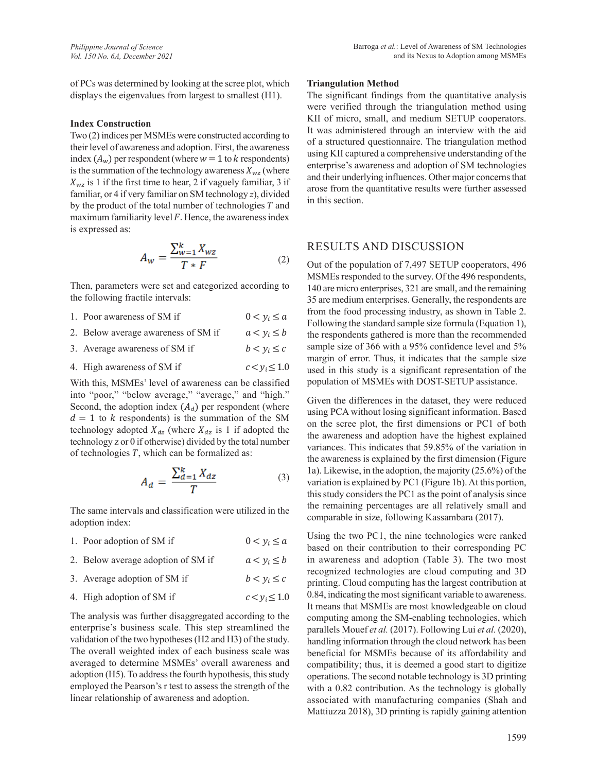of PCs was determined by looking at the scree plot, which displays the eigenvalues from largest to smallest (H1).

### Index Construction

Two (2) indices per MSMEs were constructed according to their level of awareness and adoption. First, the awareness index ($A_w$) per respondent (where $w = 1$ to $k$ respondents) is the summation of the technology awareness $X_{wz}$ (where $X_{wz}$ is 1 if the first time to hear, 2 if vaguely familiar, 3 if familiar, or 4 if very familiar on SM technology $z$), divided by the product of the total number of technologies $T$ and maximum familiarity level $F$. Hence, the awareness index is expressed as:

$$A_w = \frac{\sum_{w=1}^{k} X_{wz}}{T * F} \tag{2}$$

Then, parameters were set and categorized according to the following fractile intervals:

1. Poor awareness of SM if $0 < y_i \leq a$
2. Below average awareness of SM if $a < y_i \leq b$
3. Average awareness of SM if $b < y_i \leq c$
4. High awareness of SM if $c < y_i \leq 1.0$

With this, MSMEs' level of awareness can be classified into "poor," "below average," "average," and "high." Second, the adoption index ($A_d$) per respondent (where $d = 1$ to $k$ respondents) is the summation of the SM technology adopted $X_{dz}$ (where $X_{dz}$ is 1 if adopted the technology z or 0 if otherwise) divided by the total number of technologies $T$, which can be formalized as:

$$A_d = \frac{\sum_{d=1}^{k} X_{dz}}{T} \tag{3}$$

The same intervals and classification were utilized in the adoption index:

1. Poor adoption of SM if $0 < y_i \leq a$
2. Below average adoption of SM if $a < y_i \leq b$
3. Average adoption of SM if $b < y_i \leq c$
4. High adoption of SM if $c < y_i \leq 1.0$

The analysis was further disaggregated according to the enterprise's business scale. This step streamlined the validation of the two hypotheses (H2 and H3) of the study. The overall weighted index of each business scale was averaged to determine MSMEs' overall awareness and adoption (H5). To address the fourth hypothesis, this study employed the Pearson's r test to assess the strength of the linear relationship of awareness and adoption.

### Triangulation Method

The significant findings from the quantitative analysis were verified through the triangulation method using KII of micro, small, and medium SETUP cooperators. It was administered through an interview with the aid of a structured questionnaire. The triangulation method using KII captured a comprehensive understanding of the enterprise's awareness and adoption of SM technologies and their underlying influences. Other major concerns that arose from the quantitative results were further assessed in this section.

## RESULTS AND DISCUSSION

Out of the population of 7,497 SETUP cooperators, 496 MSMEs responded to the survey. Of the 496 respondents, 140 are micro enterprises, 321 are small, and the remaining 35 are medium enterprises. Generally, the respondents are from the food processing industry, as shown in Table 2. Following the standard sample size formula (Equation 1), the respondents gathered is more than the recommended sample size of 366 with a 95% confidence level and 5% margin of error. Thus, it indicates that the sample size used in this study is a significant representation of the population of MSMEs with DOST-SETUP assistance.

Given the differences in the dataset, they were reduced using PCA without losing significant information. Based on the scree plot, the first dimensions or PC1 of both the awareness and adoption have the highest explained variances. This indicates that 59.85% of the variation in the awareness is explained by the first dimension (Figure 1a). Likewise, in the adoption, the majority (25.6%) of the variation is explained by PC1 (Figure 1b). At this portion, this study considers the PC1 as the point of analysis since the remaining percentages are all relatively small and comparable in size, following Kassambara (2017).

Using the two PC1, the nine technologies were ranked based on their contribution to their corresponding PC in awareness and adoption (Table 3). The two most recognized technologies are cloud computing and 3D printing. Cloud computing has the largest contribution at 0.84, indicating the most significant variable to awareness. It means that MSMEs are most knowledgeable on cloud computing among the SM-enabling technologies, which parallels Mouef *et al.* (2017). Following Lui *et al.* (2020), handling information through the cloud network has been beneficial for MSMEs because of its affordability and compatibility; thus, it is deemed a good start to digitize operations. The second notable technology is 3D printing with a 0.82 contribution. As the technology is globally associated with manufacturing companies (Shah and Mattiuzza 2018), 3D printing is rapidly gaining attention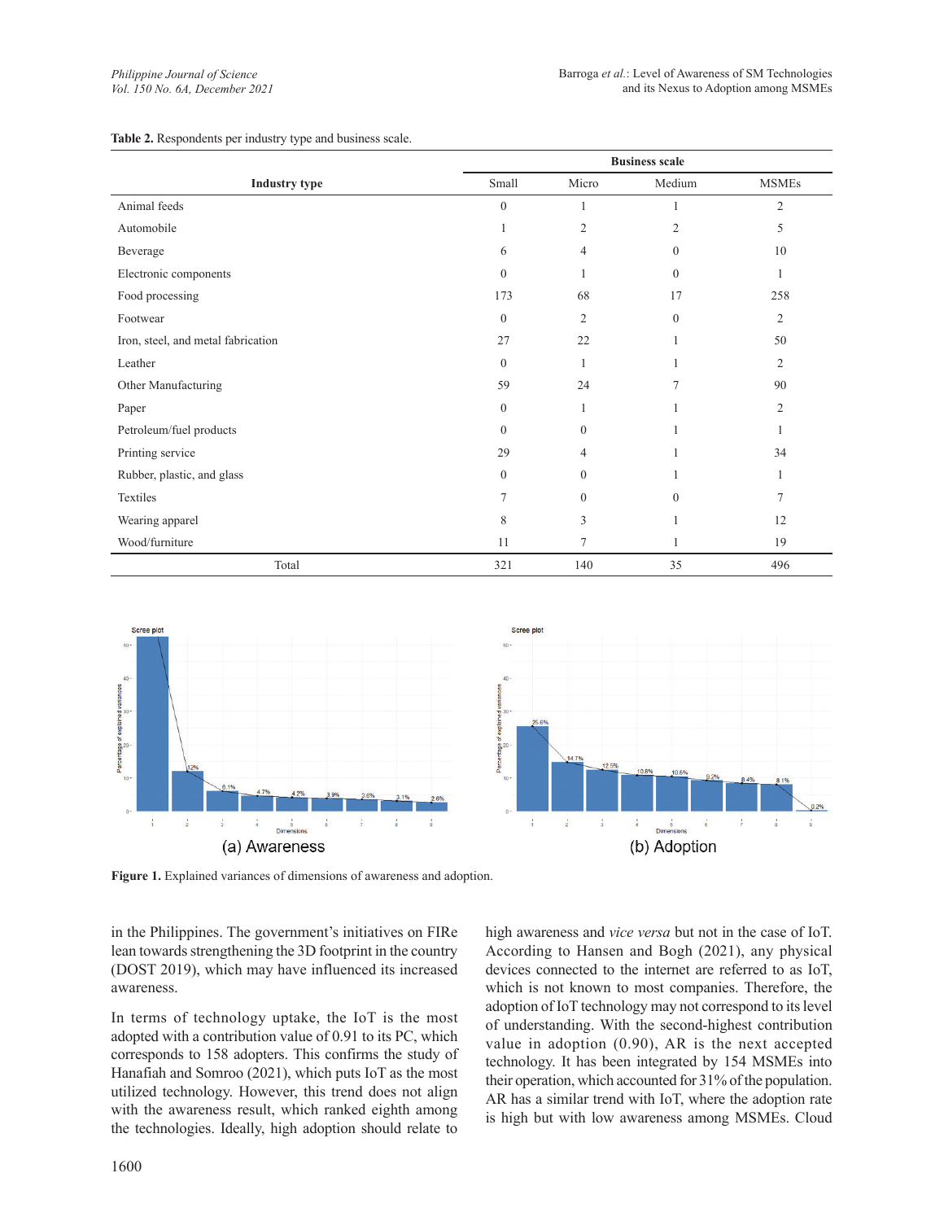**Table 2.** Respondents per industry type and business scale.

| Industry type | Business scale | | | |
|---|---|---|---|---|
| | Small | Micro | Medium | MSMEs |
| Animal feeds | 0 | 1 | 1 | 2 |
| Automobile | 1 | 2 | 2 | 5 |
| Beverage | 6 | 4 | 0 | 10 |
| Electronic components | 0 | 1 | 0 | 1 |
| Food processing | 173 | 68 | 17 | 258 |
| Footwear | 0 | 2 | 0 | 2 |
| Iron, steel, and metal fabrication | 27 | 22 | 1 | 50 |
| Leather | 0 | 1 | 1 | 2 |
| Other Manufacturing | 59 | 24 | 7 | 90 |
| Paper | 0 | 1 | 1 | 2 |
| Petroleum/fuel products | 0 | 0 | 1 | 1 |
| Printing service | 29 | 4 | 1 | 34 |
| Rubber, plastic, and glass | 0 | 0 | 1 | 1 |
| Textiles | 7 | 0 | 0 | 7 |
| Wearing apparel | 8 | 3 | 1 | 12 |
| Wood/furniture | 11 | 7 | 1 | 19 |
| Total | 321 | 140 | 35 | 496 |

**Figure 1.** Explained variances of dimensions of awareness and adoption.

in the Philippines. The government's initiatives on FIRe lean towards strengthening the 3D footprint in the country (DOST 2019), which may have influenced its increased awareness.

In terms of technology uptake, the IoT is the most adopted with a contribution value of 0.91 to its PC, which corresponds to 158 adopters. This confirms the study of Hanafiah and Somroo (2021), which puts IoT as the most utilized technology. However, this trend does not align with the awareness result, which ranked eighth among the technologies. Ideally, high adoption should relate to high awareness and *vice versa* but not in the case of IoT. According to Hansen and Bogh (2021), any physical devices connected to the internet are referred to as IoT, which is not known to most companies. Therefore, the adoption of IoT technology may not correspond to its level of understanding. With the second-highest contribution value in adoption (0.90), AR is the next accepted technology. It has been integrated by 154 MSMEs into their operation, which accounted for 31% of the population. AR has a similar trend with IoT, where the adoption rate is high but with low awareness among MSMEs. Cloud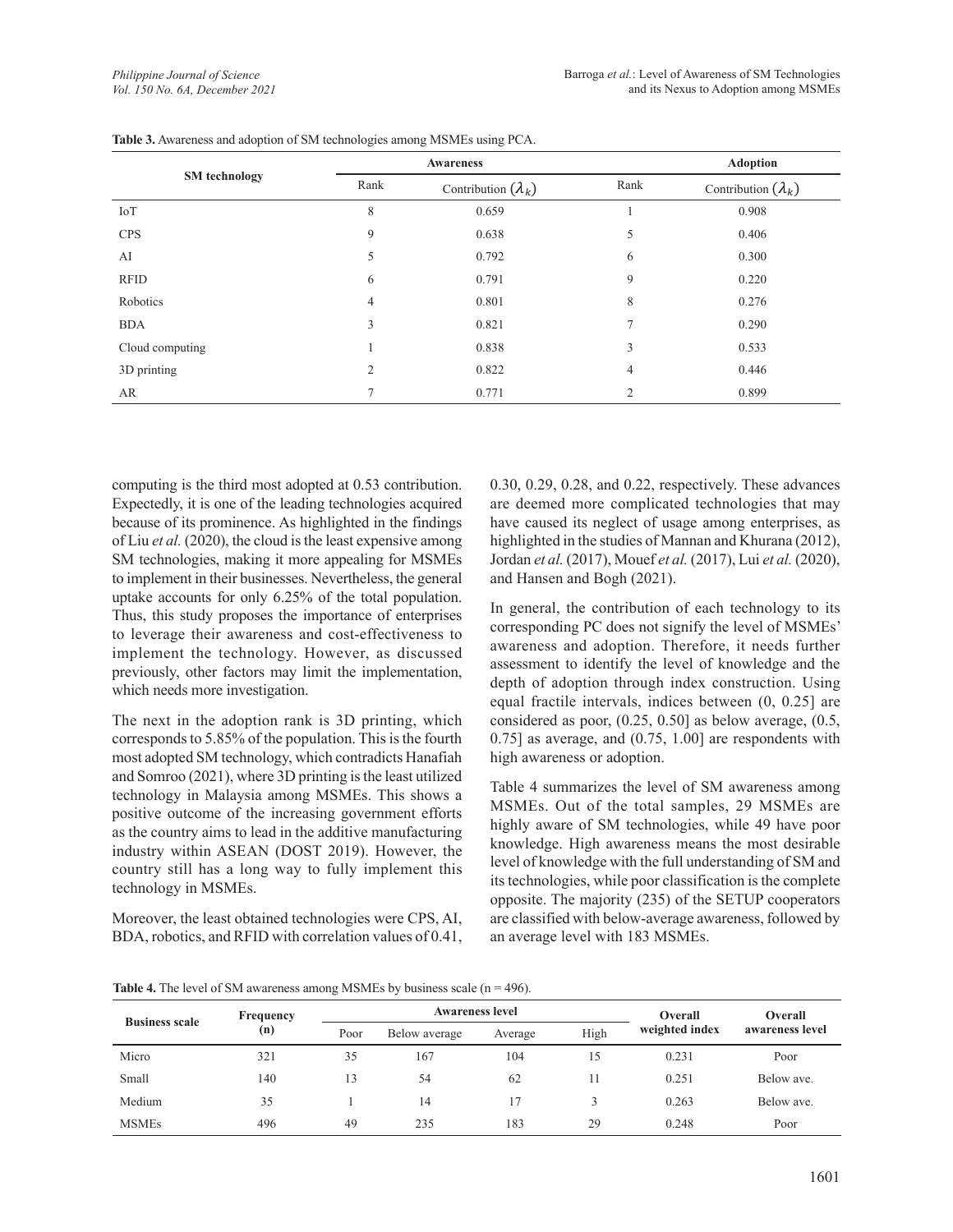**Table 3.** Awareness and adoption of SM technologies among MSMEs using PCA.

| SM technology | Awareness | | Adoption | |
|---|---|---|---|---|
| | Rank | Contribution ($\lambda_k$) | Rank | Contribution ($\lambda_k$) |
| IoT | 8 | 0.659 | 1 | 0.908 |
| CPS | 9 | 0.638 | 5 | 0.406 |
| AI | 5 | 0.792 | 6 | 0.300 |
| RFID | 6 | 0.791 | 9 | 0.220 |
| Robotics | 4 | 0.801 | 8 | 0.276 |
| BDA | 3 | 0.821 | 7 | 0.290 |
| Cloud computing | 1 | 0.838 | 3 | 0.533 |
| 3D printing | 2 | 0.822 | 4 | 0.446 |
| AR | 7 | 0.771 | 2 | 0.899 |

computing is the third most adopted at 0.53 contribution. Expectedly, it is one of the leading technologies acquired because of its prominence. As highlighted in the findings of Liu *et al.* (2020), the cloud is the least expensive among SM technologies, making it more appealing for MSMEs to implement in their businesses. Nevertheless, the general uptake accounts for only 6.25% of the total population. Thus, this study proposes the importance of enterprises to leverage their awareness and cost-effectiveness to implement the technology. However, as discussed previously, other factors may limit the implementation, which needs more investigation.

The next in the adoption rank is 3D printing, which corresponds to 5.85% of the population. This is the fourth most adopted SM technology, which contradicts Hanafiah and Somroo (2021), where 3D printing is the least utilized technology in Malaysia among MSMEs. This shows a positive outcome of the increasing government efforts as the country aims to lead in the additive manufacturing industry within ASEAN (DOST 2019). However, the country still has a long way to fully implement this technology in MSMEs.

Moreover, the least obtained technologies were CPS, AI, BDA, robotics, and RFID with correlation values of 0.41, 0.30, 0.29, 0.28, and 0.22, respectively. These advances are deemed more complicated technologies that may have caused its neglect of usage among enterprises, as highlighted in the studies of Mannan and Khurana (2012), Jordan *et al.* (2017), Mouef *et al.* (2017), Lui *et al.* (2020), and Hansen and Bogh (2021).

In general, the contribution of each technology to its corresponding PC does not signify the level of MSMEs' awareness and adoption. Therefore, it needs further assessment to identify the level of knowledge and the depth of adoption through index construction. Using equal fractile intervals, indices between (0, 0.25] are considered as poor, (0.25, 0.50] as below average, (0.5, 0.75] as average, and (0.75, 1.00] are respondents with high awareness or adoption.

Table 4 summarizes the level of SM awareness among MSMEs. Out of the total samples, 29 MSMEs are highly aware of SM technologies, while 49 have poor knowledge. High awareness means the most desirable level of knowledge with the full understanding of SM and its technologies, while poor classification is the complete opposite. The majority (235) of the SETUP cooperators are classified with below-average awareness, followed by an average level with 183 MSMEs.

**Table 4.** The level of SM awareness among MSMEs by business scale (n = 496).

| Business scale | Frequency (n) | Awareness level | | | | Overall weighted index | Overall awareness level |
|---|---|---|---|---|---|---|---|
| | | Poor | Below average | Average | High | | |
| Micro | 321 | 35 | 167 | 104 | 15 | 0.231 | Poor |
| Small | 140 | 13 | 54 | 62 | 11 | 0.251 | Below ave. |
| Medium | 35 | 1 | 14 | 17 | 3 | 0.263 | Below ave. |
| MSMEs | 496 | 49 | 235 | 183 | 29 | 0.248 | Poor |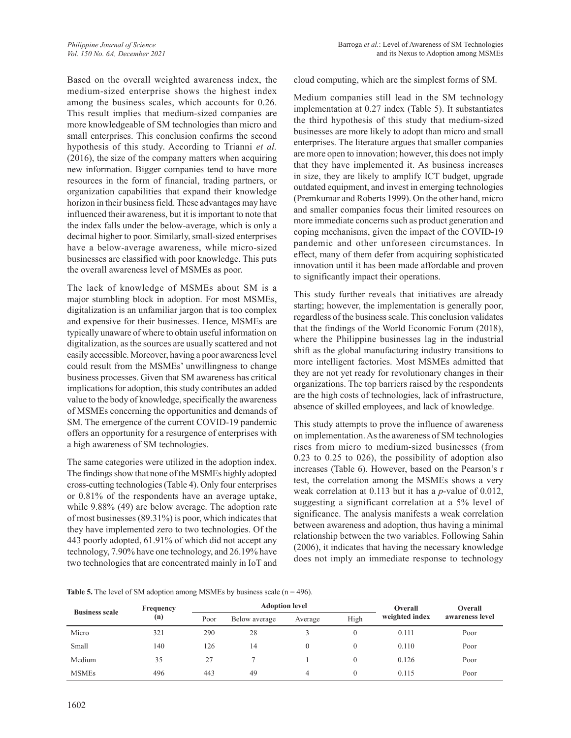Based on the overall weighted awareness index, the medium-sized enterprise shows the highest index among the business scales, which accounts for 0.26. This result implies that medium-sized companies are more knowledgeable of SM technologies than micro and small enterprises. This conclusion confirms the second hypothesis of this study. According to Trianni *et al.* (2016), the size of the company matters when acquiring new information. Bigger companies tend to have more resources in the form of financial, trading partners, or organization capabilities that expand their knowledge horizon in their business field. These advantages may have influenced their awareness, but it is important to note that the index falls under the below-average, which is only a decimal higher to poor. Similarly, small-sized enterprises have a below-average awareness, while micro-sized businesses are classified with poor knowledge. This puts the overall awareness level of MSMEs as poor.

The lack of knowledge of MSMEs about SM is a major stumbling block in adoption. For most MSMEs, digitalization is an unfamiliar jargon that is too complex and expensive for their businesses. Hence, MSMEs are typically unaware of where to obtain useful information on digitalization, as the sources are usually scattered and not easily accessible. Moreover, having a poor awareness level could result from the MSMEs' unwillingness to change business processes. Given that SM awareness has critical implications for adoption, this study contributes an added value to the body of knowledge, specifically the awareness of MSMEs concerning the opportunities and demands of SM. The emergence of the current COVID-19 pandemic offers an opportunity for a resurgence of enterprises with a high awareness of SM technologies.

The same categories were utilized in the adoption index. The findings show that none of the MSMEs highly adopted cross-cutting technologies (Table 4). Only four enterprises or 0.81% of the respondents have an average uptake, while 9.88% (49) are below average. The adoption rate of most businesses (89.31%) is poor, which indicates that they have implemented zero to two technologies. Of the 443 poorly adopted, 61.91% of which did not accept any technology, 7.90% have one technology, and 26.19% have two technologies that are concentrated mainly in IoT and cloud computing, which are the simplest forms of SM.

Medium companies still lead in the SM technology implementation at 0.27 index (Table 5). It substantiates the third hypothesis of this study that medium-sized businesses are more likely to adopt than micro and small enterprises. The literature argues that smaller companies are more open to innovation; however, this does not imply that they have implemented it. As business increases in size, they are likely to amplify ICT budget, upgrade outdated equipment, and invest in emerging technologies (Premkumar and Roberts 1999). On the other hand, micro and smaller companies focus their limited resources on more immediate concerns such as product generation and coping mechanisms, given the impact of the COVID-19 pandemic and other unforeseen circumstances. In effect, many of them defer from acquiring sophisticated innovation until it has been made affordable and proven to significantly impact their operations.

This study further reveals that initiatives are already starting; however, the implementation is generally poor, regardless of the business scale. This conclusion validates that the findings of the World Economic Forum (2018), where the Philippine businesses lag in the industrial shift as the global manufacturing industry transitions to more intelligent factories. Most MSMEs admitted that they are not yet ready for revolutionary changes in their organizations. The top barriers raised by the respondents are the high costs of technologies, lack of infrastructure, absence of skilled employees, and lack of knowledge.

This study attempts to prove the influence of awareness on implementation. As the awareness of SM technologies rises from micro to medium-sized businesses (from 0.23 to 0.25 to 026), the possibility of adoption also increases (Table 6). However, based on the Pearson's r test, the correlation among the MSMEs shows a very weak correlation at 0.113 but it has a *p*-value of 0.012, suggesting a significant correlation at a 5% level of significance. The analysis manifests a weak correlation between awareness and adoption, thus having a minimal relationship between the two variables. Following Sahin (2006), it indicates that having the necessary knowledge does not imply an immediate response to technology

**Table 5.** The level of SM adoption among MSMEs by business scale (n = 496).

| Business scale | Frequency (n) | Adoption level | | | | Overall weighted index | Overall awareness level |
|---|---|---|---|---|---|---|---|
| | | Poor | Below average | Average | High | | |
| Micro | 321 | 290 | 28 | 3 | 0 | 0.111 | Poor |
| Small | 140 | 126 | 14 | 0 | 0 | 0.110 | Poor |
| Medium | 35 | 27 | 7 | 1 | 0 | 0.126 | Poor |
| MSMEs | 496 | 443 | 49 | 4 | 0 | 0.115 | Poor |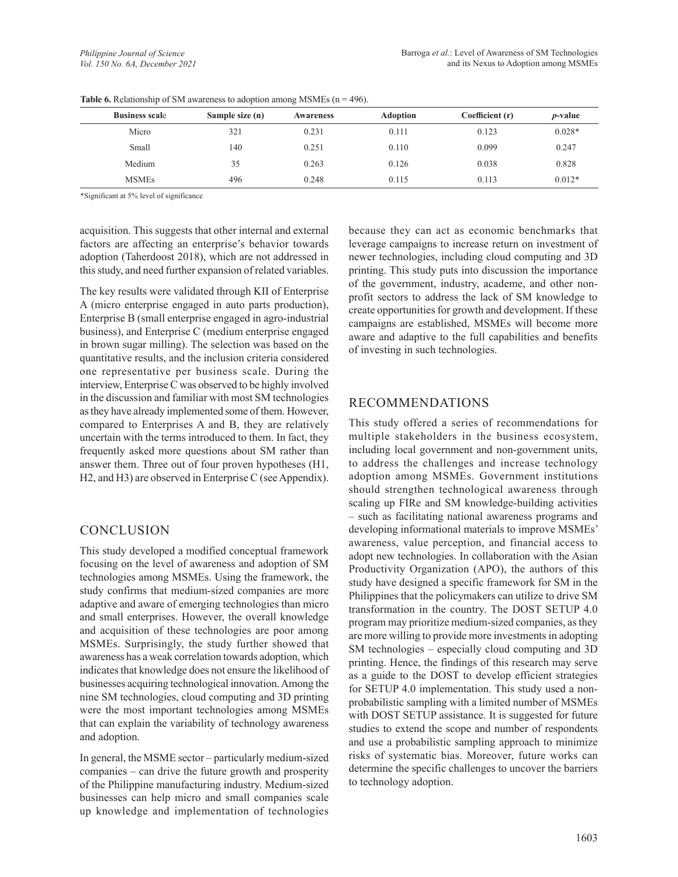**Table 6.** Relationship of SM awareness to adoption among MSMEs (n = 496).

| Business scale | Sample size (n) | Awareness | Adoption | Coefficient (r) | *p*-value |
|---|---|---|---|---|---|
| Micro | 321 | 0.231 | 0.111 | 0.123 | 0.028* |
| Small | 140 | 0.251 | 0.110 | 0.099 | 0.247 |
| Medium | 35 | 0.263 | 0.126 | 0.038 | 0.828 |
| MSMEs | 496 | 0.248 | 0.115 | 0.113 | 0.012* |

*Significant at 5% level of significance

acquisition. This suggests that other internal and external factors are affecting an enterprise's behavior towards adoption (Taherdoost 2018), which are not addressed in this study, and need further expansion of related variables.

The key results were validated through KII of Enterprise A (micro enterprise engaged in auto parts production), Enterprise B (small enterprise engaged in agro-industrial business), and Enterprise C (medium enterprise engaged in brown sugar milling). The selection was based on the quantitative results, and the inclusion criteria considered one representative per business scale. During the interview, Enterprise C was observed to be highly involved in the discussion and familiar with most SM technologies as they have already implemented some of them. However, compared to Enterprises A and B, they are relatively uncertain with the terms introduced to them. In fact, they frequently asked more questions about SM rather than answer them. Three out of four proven hypotheses (H1, H2, and H3) are observed in Enterprise C (see Appendix).

## CONCLUSION

This study developed a modified conceptual framework focusing on the level of awareness and adoption of SM technologies among MSMEs. Using the framework, the study confirms that medium-sized companies are more adaptive and aware of emerging technologies than micro and small enterprises. However, the overall knowledge and acquisition of these technologies are poor among MSMEs. Surprisingly, the study further showed that awareness has a weak correlation towards adoption, which indicates that knowledge does not ensure the likelihood of businesses acquiring technological innovation. Among the nine SM technologies, cloud computing and 3D printing were the most important technologies among MSMEs that can explain the variability of technology awareness and adoption.

In general, the MSME sector – particularly medium-sized companies – can drive the future growth and prosperity of the Philippine manufacturing industry. Medium-sized businesses can help micro and small companies scale up knowledge and implementation of technologies because they can act as economic benchmarks that leverage campaigns to increase return on investment of newer technologies, including cloud computing and 3D printing. This study puts into discussion the importance of the government, industry, academe, and other non-profit sectors to address the lack of SM knowledge to create opportunities for growth and development. If these campaigns are established, MSMEs will become more aware and adaptive to the full capabilities and benefits of investing in such technologies.

## RECOMMENDATIONS

This study offered a series of recommendations for multiple stakeholders in the business ecosystem, including local government and non-government units, to address the challenges and increase technology adoption among MSMEs. Government institutions should strengthen technological awareness through scaling up FIRe and SM knowledge-building activities – such as facilitating national awareness programs and developing informational materials to improve MSMEs' awareness, value perception, and financial access to adopt new technologies. In collaboration with the Asian Productivity Organization (APO), the authors of this study have designed a specific framework for SM in the Philippines that the policymakers can utilize to drive SM transformation in the country. The DOST SETUP 4.0 program may prioritize medium-sized companies, as they are more willing to provide more investments in adopting SM technologies – especially cloud computing and 3D printing. Hence, the findings of this research may serve as a guide to the DOST to develop efficient strategies for SETUP 4.0 implementation. This study used a non-probabilistic sampling with a limited number of MSMEs with DOST SETUP assistance. It is suggested for future studies to extend the scope and number of respondents and use a probabilistic sampling approach to minimize risks of systematic bias. Moreover, future works can determine the specific challenges to uncover the barriers to technology adoption.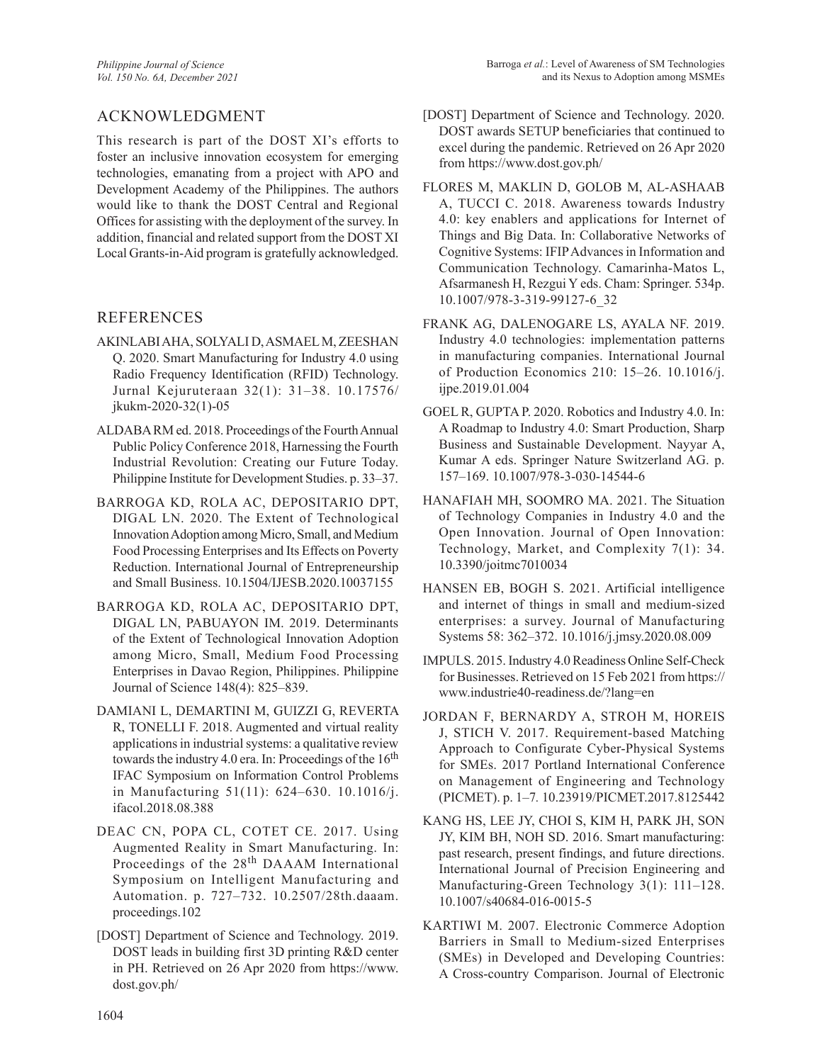## ACKNOWLEDGMENT

This research is part of the DOST XI's efforts to foster an inclusive innovation ecosystem for emerging technologies, emanating from a project with APO and Development Academy of the Philippines. The authors would like to thank the DOST Central and Regional Offices for assisting with the deployment of the survey. In addition, financial and related support from the DOST XI Local Grants-in-Aid program is gratefully acknowledged.

## REFERENCES

AKINLABI AHA, SOLYALI D, ASMAEL M, ZEESHAN Q. 2020. Smart Manufacturing for Industry 4.0 using Radio Frequency Identification (RFID) Technology. Jurnal Kejuruteraan 32(1): 31–38. 10.17576/jkukm-2020-32(1)-05

ALDABA RM ed. 2018. Proceedings of the Fourth Annual Public Policy Conference 2018, Harnessing the Fourth Industrial Revolution: Creating our Future Today. Philippine Institute for Development Studies. p. 33–37.

BARROGA KD, ROLA AC, DEPOSITARIO DPT, DIGAL LN. 2020. The Extent of Technological Innovation Adoption among Micro, Small, and Medium Food Processing Enterprises and Its Effects on Poverty Reduction. International Journal of Entrepreneurship and Small Business. 10.1504/IJESB.2020.10037155

BARROGA KD, ROLA AC, DEPOSITARIO DPT, DIGAL LN, PABUAYON IM. 2019. Determinants of the Extent of Technological Innovation Adoption among Micro, Small, Medium Food Processing Enterprises in Davao Region, Philippines. Philippine Journal of Science 148(4): 825–839.

DAMIANI L, DEMARTINI M, GUIZZI G, REVERTA R, TONELLI F. 2018. Augmented and virtual reality applications in industrial systems: a qualitative review towards the industry 4.0 era. In: Proceedings of the 16th IFAC Symposium on Information Control Problems in Manufacturing 51(11): 624–630. 10.1016/j.ifacol.2018.08.388

DEAC CN, POPA CL, COTET CE. 2017. Using Augmented Reality in Smart Manufacturing. In: Proceedings of the 28th DAAAM International Symposium on Intelligent Manufacturing and Automation. p. 727–732. 10.2507/28th.daaam.proceedings.102

[DOST] Department of Science and Technology. 2019. DOST leads in building first 3D printing R&D center in PH. Retrieved on 26 Apr 2020 from https://www.dost.gov.ph/

[DOST] Department of Science and Technology. 2020. DOST awards SETUP beneficiaries that continued to excel during the pandemic. Retrieved on 26 Apr 2020 from https://www.dost.gov.ph/

FLORES M, MAKLIN D, GOLOB M, AL-ASHAAB A, TUCCI C. 2018. Awareness towards Industry 4.0: key enablers and applications for Internet of Things and Big Data. In: Collaborative Networks of Cognitive Systems: IFIP Advances in Information and Communication Technology. Camarinha-Matos L, Afsarmanesh H, Rezgui Y eds. Cham: Springer. 534p. 10.1007/978-3-319-99127-6_32

FRANK AG, DALENOGARE LS, AYALA NF. 2019. Industry 4.0 technologies: implementation patterns in manufacturing companies. International Journal of Production Economics 210: 15–26. 10.1016/j.ijpe.2019.01.004

GOEL R, GUPTA P. 2020. Robotics and Industry 4.0. In: A Roadmap to Industry 4.0: Smart Production, Sharp Business and Sustainable Development. Nayyar A, Kumar A eds. Springer Nature Switzerland AG. p. 157–169. 10.1007/978-3-030-14544-6

HANAFIAH MH, SOOMRO MA. 2021. The Situation of Technology Companies in Industry 4.0 and the Open Innovation. Journal of Open Innovation: Technology, Market, and Complexity 7(1): 34. 10.3390/joitmc7010034

HANSEN EB, BOGH S. 2021. Artificial intelligence and internet of things in small and medium-sized enterprises: a survey. Journal of Manufacturing Systems 58: 362–372. 10.1016/j.jmsy.2020.08.009

IMPULS. 2015. Industry 4.0 Readiness Online Self-Check for Businesses. Retrieved on 15 Feb 2021 from https://www.industrie40-readiness.de/?lang=en

JORDAN F, BERNARDY A, STROH M, HOREIS J, STICH V. 2017. Requirement-based Matching Approach to Configurate Cyber-Physical Systems for SMEs. 2017 Portland International Conference on Management of Engineering and Technology (PICMET). p. 1–7. 10.23919/PICMET.2017.8125442

KANG HS, LEE JY, CHOI S, KIM H, PARK JH, SON JY, KIM BH, NOH SD. 2016. Smart manufacturing: past research, present findings, and future directions. International Journal of Precision Engineering and Manufacturing-Green Technology 3(1): 111–128. 10.1007/s40684-016-0015-5

KARTIWI M. 2007. Electronic Commerce Adoption Barriers in Small to Medium-sized Enterprises (SMEs) in Developed and Developing Countries: A Cross-country Comparison. Journal of Electronic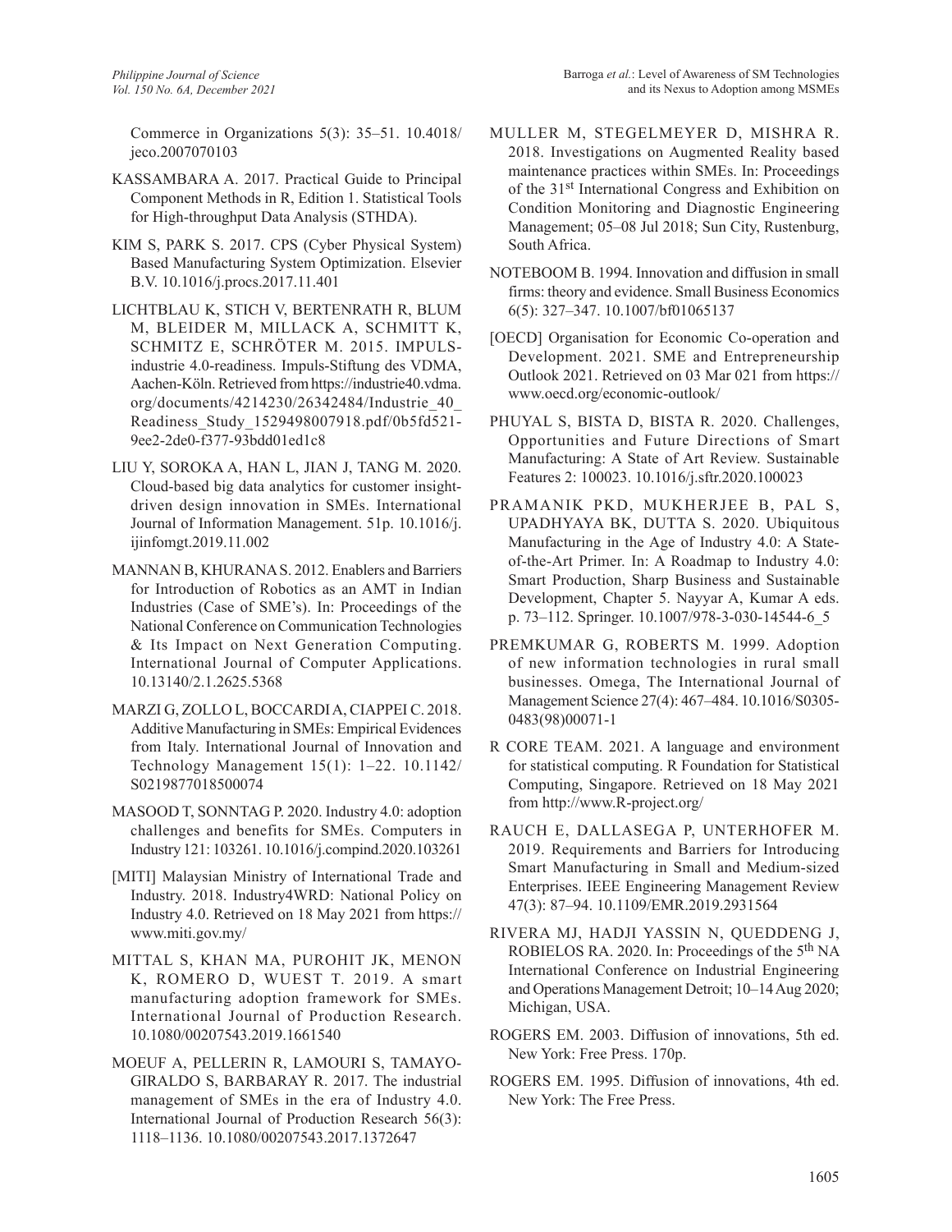Commerce in Organizations 5(3): 35–51. 10.4018/jeco.2007070103

KASSAMBARA A. 2017. Practical Guide to Principal Component Methods in R, Edition 1. Statistical Tools for High-throughput Data Analysis (STHDA).

KIM S, PARK S. 2017. CPS (Cyber Physical System) Based Manufacturing System Optimization. Elsevier B.V. 10.1016/j.procs.2017.11.401

LICHTBLAU K, STICH V, BERTENRATH R, BLUM M, BLEIDER M, MILLACK A, SCHMITT K, SCHMITZ E, SCHRÖTER M. 2015. IMPULS-industrie 4.0-readiness. Impuls-Stiftung des VDMA, Aachen-Köln. Retrieved from https://industrie40.vdma.org/documents/4214230/26342484/Industrie_40_Readiness_Study_1529498007918.pdf/0b5fd521-9ee2-2de0-f377-93bdd01ed1c8

LIU Y, SOROKA A, HAN L, JIAN J, TANG M. 2020. Cloud-based big data analytics for customer insight-driven design innovation in SMEs. International Journal of Information Management. 51p. 10.1016/j.ijinfomgt.2019.11.002

MANNAN B, KHURANA S. 2012. Enablers and Barriers for Introduction of Robotics as an AMT in Indian Industries (Case of SME's). In: Proceedings of the National Conference on Communication Technologies & Its Impact on Next Generation Computing. International Journal of Computer Applications. 10.13140/2.1.2625.5368

MARZI G, ZOLLO L, BOCCARDI A, CIAPPEI C. 2018. Additive Manufacturing in SMEs: Empirical Evidences from Italy. International Journal of Innovation and Technology Management 15(1): 1–22. 10.1142/S0219877018500074

MASOOD T, SONNTAG P. 2020. Industry 4.0: adoption challenges and benefits for SMEs. Computers in Industry 121: 103261. 10.1016/j.compind.2020.103261

[MITI] Malaysian Ministry of International Trade and Industry. 2018. Industry4WRD: National Policy on Industry 4.0. Retrieved on 18 May 2021 from https://www.miti.gov.my/

MITTAL S, KHAN MA, PUROHIT JK, MENON K, ROMERO D, WUEST T. 2019. A smart manufacturing adoption framework for SMEs. International Journal of Production Research. 10.1080/00207543.2019.1661540

MOEUF A, PELLERIN R, LAMOURI S, TAMAYO-GIRALDO S, BARBARAY R. 2017. The industrial management of SMEs in the era of Industry 4.0. International Journal of Production Research 56(3): 1118–1136. 10.1080/00207543.2017.1372647

MULLER M, STEGELMEYER D, MISHRA R. 2018. Investigations on Augmented Reality based maintenance practices within SMEs. In: Proceedings of the 31st International Congress and Exhibition on Condition Monitoring and Diagnostic Engineering Management; 05–08 Jul 2018; Sun City, Rustenburg, South Africa.

NOTEBOOM B. 1994. Innovation and diffusion in small firms: theory and evidence. Small Business Economics 6(5): 327–347. 10.1007/bf01065137

[OECD] Organisation for Economic Co-operation and Development. 2021. SME and Entrepreneurship Outlook 2021. Retrieved on 03 Mar 021 from https://www.oecd.org/economic-outlook/

PHUYAL S, BISTA D, BISTA R. 2020. Challenges, Opportunities and Future Directions of Smart Manufacturing: A State of Art Review. Sustainable Features 2: 100023. 10.1016/j.sftr.2020.100023

PRAMANIK PKD, MUKHERJEE B, PAL S, UPADHYAYA BK, DUTTA S. 2020. Ubiquitous Manufacturing in the Age of Industry 4.0: A State-of-the-Art Primer. In: A Roadmap to Industry 4.0: Smart Production, Sharp Business and Sustainable Development, Chapter 5. Nayyar A, Kumar A eds. p. 73–112. Springer. 10.1007/978-3-030-14544-6_5

PREMKUMAR G, ROBERTS M. 1999. Adoption of new information technologies in rural small businesses. Omega, The International Journal of Management Science 27(4): 467–484. 10.1016/S0305-0483(98)00071-1

R CORE TEAM. 2021. A language and environment for statistical computing. R Foundation for Statistical Computing, Singapore. Retrieved on 18 May 2021 from http://www.R-project.org/

RAUCH E, DALLASEGA P, UNTERHOFER M. 2019. Requirements and Barriers for Introducing Smart Manufacturing in Small and Medium-sized Enterprises. IEEE Engineering Management Review 47(3): 87–94. 10.1109/EMR.2019.2931564

RIVERA MJ, HADJI YASSIN N, QUEDDENG J, ROBIELOS RA. 2020. In: Proceedings of the 5th NA International Conference on Industrial Engineering and Operations Management Detroit; 10–14 Aug 2020; Michigan, USA.

ROGERS EM. 2003. Diffusion of innovations, 5th ed. New York: Free Press. 170p.

ROGERS EM. 1995. Diffusion of innovations, 4th ed. New York: The Free Press.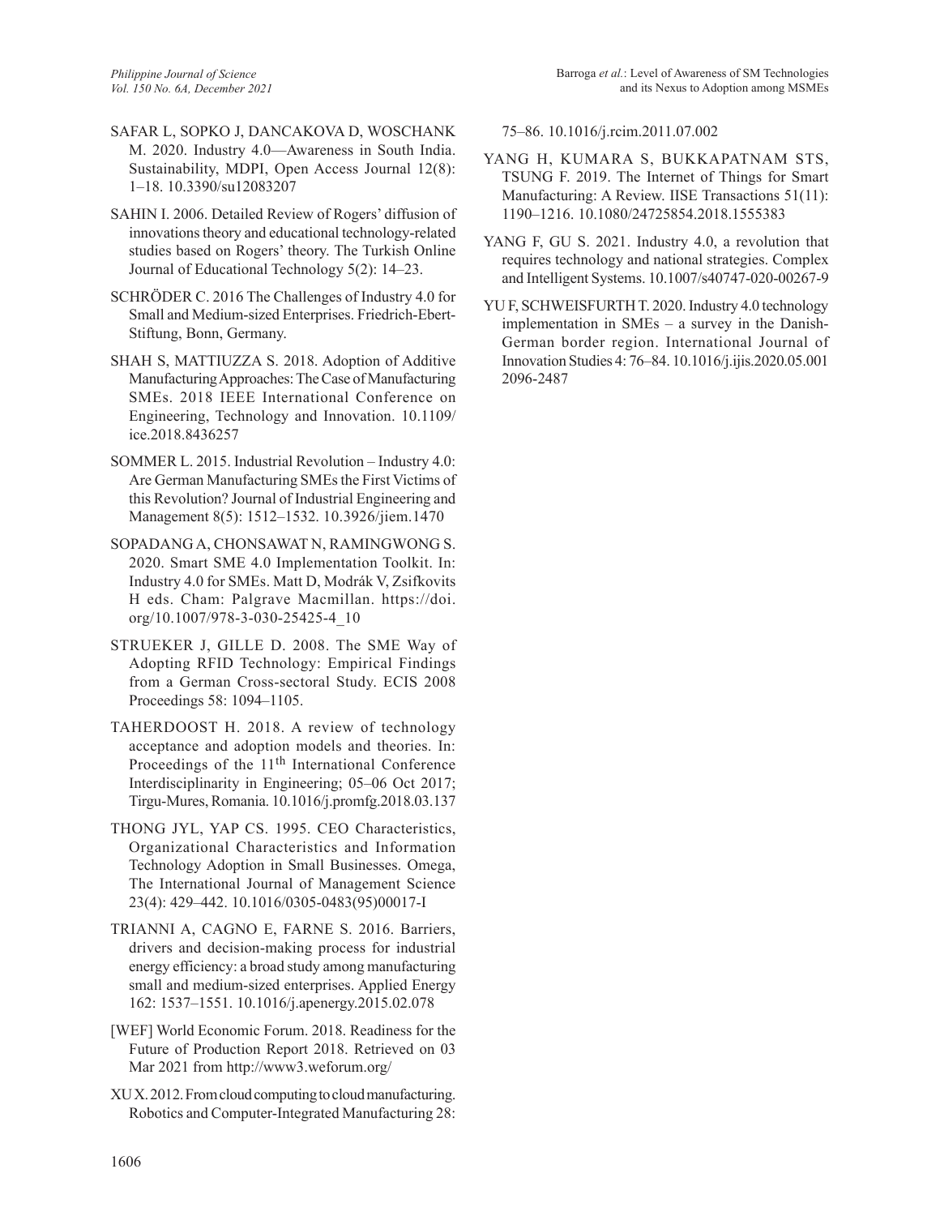SAFAR L, SOPKO J, DANCAKOVA D, WOSCHANK M. 2020. Industry 4.0—Awareness in South India. Sustainability, MDPI, Open Access Journal 12(8): 1–18. 10.3390/su12083207

SAHIN I. 2006. Detailed Review of Rogers' diffusion of innovations theory and educational technology-related studies based on Rogers' theory. The Turkish Online Journal of Educational Technology 5(2): 14–23.

SCHRÖDER C. 2016 The Challenges of Industry 4.0 for Small and Medium-sized Enterprises. Friedrich-Ebert-Stiftung, Bonn, Germany.

SHAH S, MATTIUZZA S. 2018. Adoption of Additive Manufacturing Approaches: The Case of Manufacturing SMEs. 2018 IEEE International Conference on Engineering, Technology and Innovation. 10.1109/ice.2018.8436257

SOMMER L. 2015. Industrial Revolution – Industry 4.0: Are German Manufacturing SMEs the First Victims of this Revolution? Journal of Industrial Engineering and Management 8(5): 1512–1532. 10.3926/jiem.1470

SOPADANG A, CHONSAWAT N, RAMINGWONG S. 2020. Smart SME 4.0 Implementation Toolkit. In: Industry 4.0 for SMEs. Matt D, Modrák V, Zsifkovits H eds. Cham: Palgrave Macmillan. https://doi.org/10.1007/978-3-030-25425-4_10

STRUEKER J, GILLE D. 2008. The SME Way of Adopting RFID Technology: Empirical Findings from a German Cross-sectoral Study. ECIS 2008 Proceedings 58: 1094–1105.

TAHERDOOST H. 2018. A review of technology acceptance and adoption models and theories. In: Proceedings of the 11th International Conference Interdisciplinarity in Engineering; 05–06 Oct 2017; Tirgu-Mures, Romania. 10.1016/j.promfg.2018.03.137

THONG JYL, YAP CS. 1995. CEO Characteristics, Organizational Characteristics and Information Technology Adoption in Small Businesses. Omega, The International Journal of Management Science 23(4): 429–442. 10.1016/0305-0483(95)00017-I

TRIANNI A, CAGNO E, FARNE S. 2016. Barriers, drivers and decision-making process for industrial energy efficiency: a broad study among manufacturing small and medium-sized enterprises. Applied Energy 162: 1537–1551. 10.1016/j.apenergy.2015.02.078

[WEF] World Economic Forum. 2018. Readiness for the Future of Production Report 2018. Retrieved on 03 Mar 2021 from http://www3.weforum.org/

XU X. 2012. From cloud computing to cloud manufacturing. Robotics and Computer-Integrated Manufacturing 28: 75–86. 10.1016/j.rcim.2011.07.002

YANG H, KUMARA S, BUKKAPATNAM STS, TSUNG F. 2019. The Internet of Things for Smart Manufacturing: A Review. IISE Transactions 51(11): 1190–1216. 10.1080/24725854.2018.1555383

YANG F, GU S. 2021. Industry 4.0, a revolution that requires technology and national strategies. Complex and Intelligent Systems. 10.1007/s40747-020-00267-9

YU F, SCHWEISFURTH T. 2020. Industry 4.0 technology implementation in SMEs – a survey in the Danish-German border region. International Journal of Innovation Studies 4: 76–84. 10.1016/j.ijis.2020.05.001 2096-2487